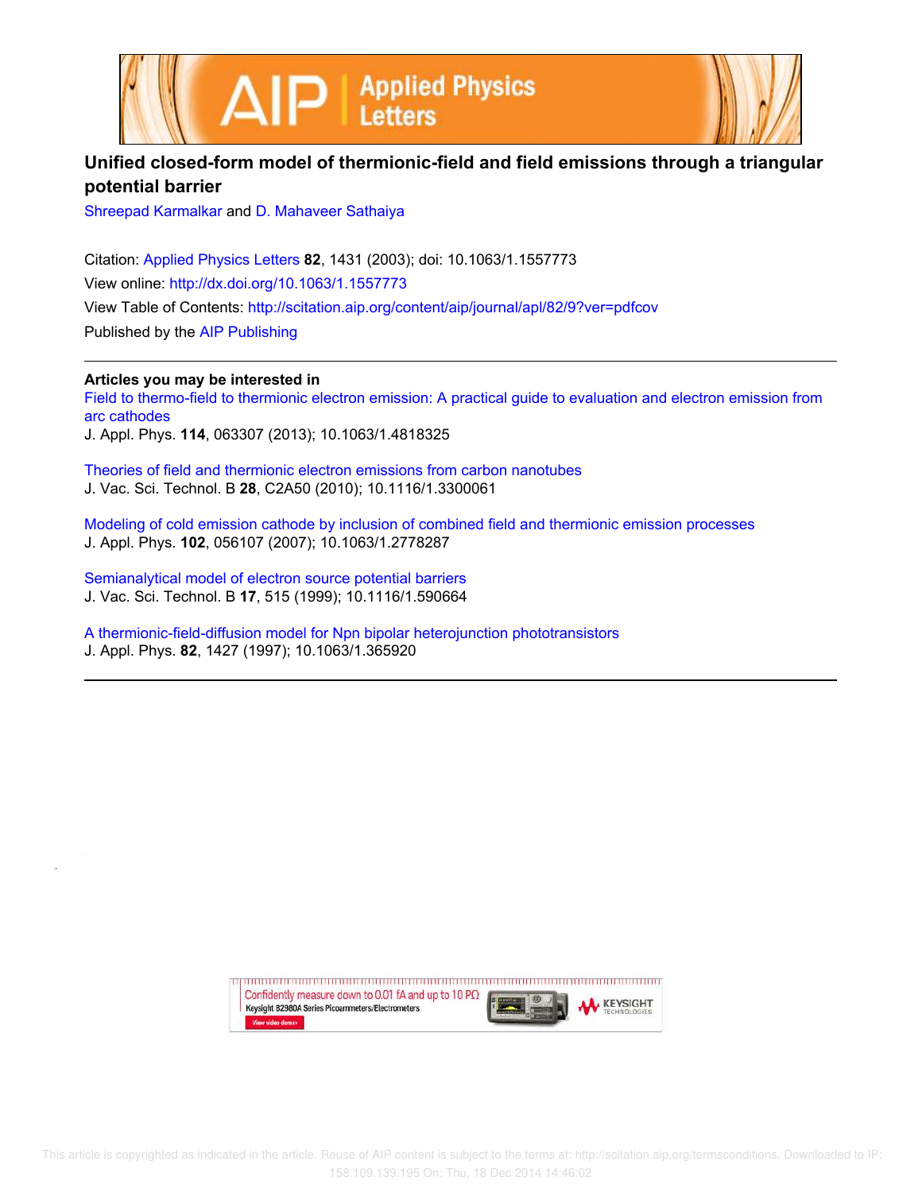# Unified closed-form model of thermionic-field and field emissions through a triangular potential barrier

Shreepad Karmalkar and D. Mahaveer Sathaiya

Citation: Applied Physics Letters **82**, 1431 (2003); doi: 10.1063/1.1557773

View online: http://dx.doi.org/10.1063/1.1557773

View Table of Contents: http://scitation.aip.org/content/aip/journal/apl/82/9?ver=pdfcov

Published by the AIP Publishing

**Articles you may be interested in**

Field to thermo-field to thermionic electron emission: A practical guide to evaluation and electron emission from arc cathodes
J. Appl. Phys. **114**, 063307 (2013); 10.1063/1.4818325

Theories of field and thermionic electron emissions from carbon nanotubes
J. Vac. Sci. Technol. B **28**, C2A50 (2010); 10.1116/1.3300061

Modeling of cold emission cathode by inclusion of combined field and thermionic emission processes
J. Appl. Phys. **102**, 056107 (2007); 10.1063/1.2778287

Semianalytical model of electron source potential barriers
J. Vac. Sci. Technol. B **17**, 515 (1999); 10.1116/1.590664

A thermionic-field-diffusion model for Npn bipolar heterojunction phototransistors
J. Appl. Phys. **82**, 1427 (1997); 10.1063/1.365920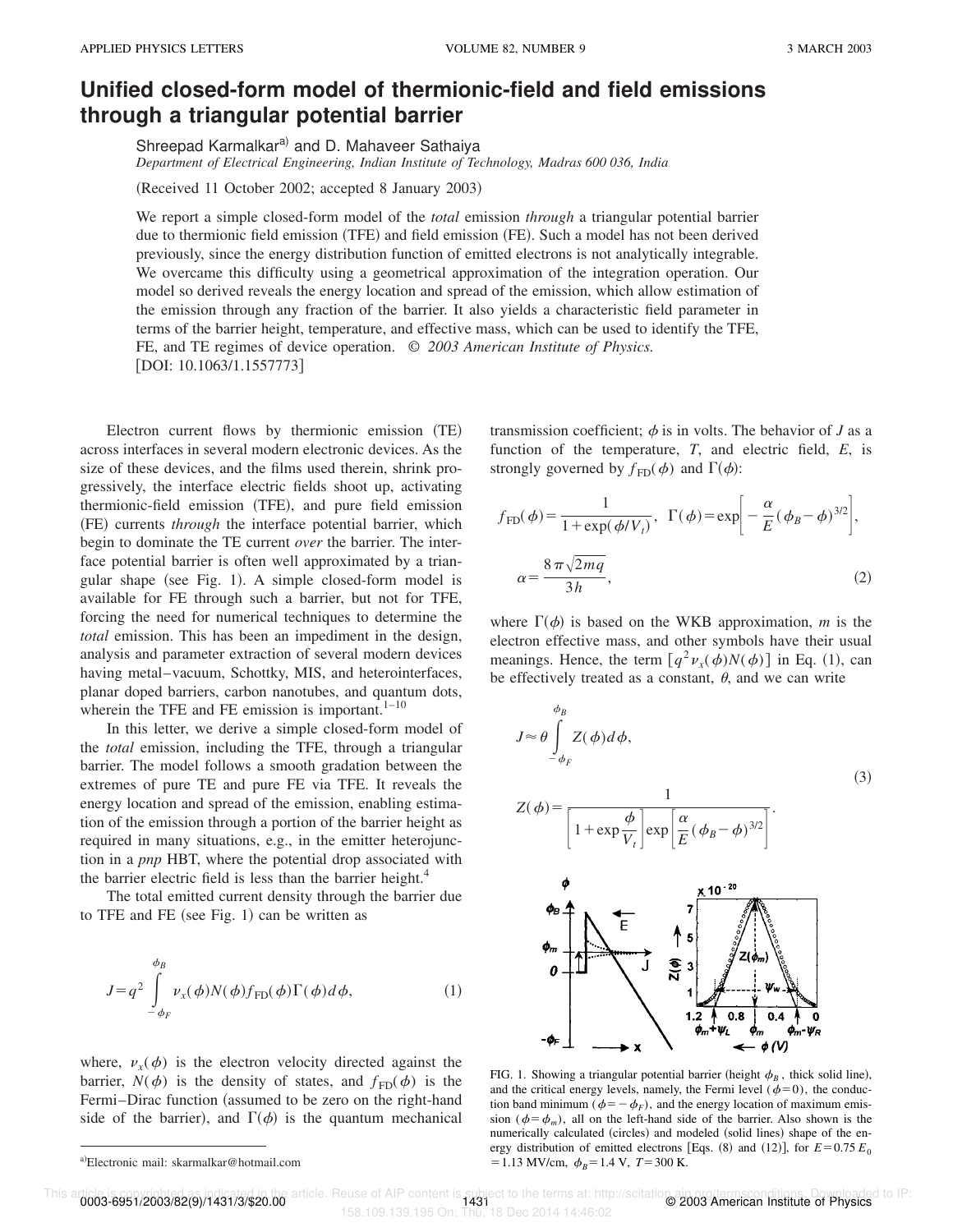# Unified closed-form model of thermionic-field and field emissions through a triangular potential barrier

Shreepad Karmalkar[a)] and D. Mahaveer Sathaiya

*Department of Electrical Engineering, Indian Institute of Technology, Madras 600 036, India*

(Received 11 October 2002; accepted 8 January 2003)

We report a simple closed-form model of the *total* emission *through* a triangular potential barrier due to thermionic field emission (TFE) and field emission (FE). Such a model has not been derived previously, since the energy distribution function of emitted electrons is not analytically integrable. We overcame this difficulty using a geometrical approximation of the integration operation. Our model so derived reveals the energy location and spread of the emission, which allow estimation of the emission through any fraction of the barrier. It also yields a characteristic field parameter in terms of the barrier height, temperature, and effective mass, which can be used to identify the TFE, FE, and TE regimes of device operation. © *2003 American Institute of Physics.* [DOI: 10.1063/1.1557773]

Electron current flows by thermionic emission (TE) across interfaces in several modern electronic devices. As the size of these devices, and the films used therein, shrink progressively, the interface electric fields shoot up, activating thermionic-field emission (TFE), and pure field emission (FE) currents *through* the interface potential barrier, which begin to dominate the TE current *over* the barrier. The interface potential barrier is often well approximated by a triangular shape (see Fig. 1). A simple closed-form model is available for FE through such a barrier, but not for TFE, forcing the need for numerical techniques to determine the *total* emission. This has been an impediment in the design, analysis and parameter extraction of several modern devices having metal–vacuum, Schottky, MIS, and heterointerfaces, planar doped barriers, carbon nanotubes, and quantum dots, wherein the TFE and FE emission is important.[1–10]

In this letter, we derive a simple closed-form model of the *total* emission, including the TFE, through a triangular barrier. The model follows a smooth gradation between the extremes of pure TE and pure FE via TFE. It reveals the energy location and spread of the emission, enabling estimation of the emission through a portion of the barrier height as required in many situations, e.g., in the emitter heterojunction in a *pnp* HBT, where the potential drop associated with the barrier electric field is less than the barrier height.[4]

The total emitted current density through the barrier due to TFE and FE (see Fig. 1) can be written as

$$J = q^2 \int_{-\phi_F}^{\phi_B} \nu_x(\phi) N(\phi) f_{\rm FD}(\phi) \Gamma(\phi) \, d\phi, \tag{1}$$

where, $\nu_x(\phi)$ is the electron velocity directed against the barrier, $N(\phi)$ is the density of states, and $f_{\rm FD}(\phi)$ is the Fermi–Dirac function (assumed to be zero on the right-hand side of the barrier), and $\Gamma(\phi)$ is the quantum mechanical transmission coefficient; $\phi$ is in volts. The behavior of $J$ as a function of the temperature, $T$, and electric field, $E$, is strongly governed by $f_{\rm FD}(\phi)$ and $\Gamma(\phi)$:

$$f_{\rm FD}(\phi) = \frac{1}{1+\exp(\phi/V_t)}, \quad \Gamma(\phi) = \exp\left[-\frac{\alpha}{E}(\phi_B - \phi)^{3/2}\right],$$

$$\alpha = \frac{8\pi\sqrt{2mq}}{3h}, \tag{2}$$

where $\Gamma(\phi)$ is based on the WKB approximation, $m$ is the electron effective mass, and other symbols have their usual meanings. Hence, the term $[q^2 \nu_x(\phi) N(\phi)]$ in Eq. (1), can be effectively treated as a constant, $\theta$, and we can write

$$J \approx \theta \int_{-\phi_F}^{\phi_B} Z(\phi) \, d\phi,$$

$$Z(\phi) = \frac{1}{\left[1+\exp\frac{\phi}{V_t}\right] \exp\left[\frac{\alpha}{E}(\phi_B - \phi)^{3/2}\right]}. \tag{3}$$

FIG. 1. Showing a triangular potential barrier (height $\phi_B$, thick solid line), and the critical energy levels, namely, the Fermi level ($\phi = 0$), the conduction band minimum ($\phi = -\phi_F$), and the energy location of maximum emission ($\phi = \phi_m$), all on the left-hand side of the barrier. Also shown is the numerically calculated (circles) and modeled (solid lines) shape of the energy distribution of emitted electrons [Eqs. (8) and (12)], for $E = 0.75 E_0 = 1.13$ MV/cm, $\phi_B = 1.4$ V, $T = 300$ K.

a) Electronic mail: skarmalkar@hotmail.com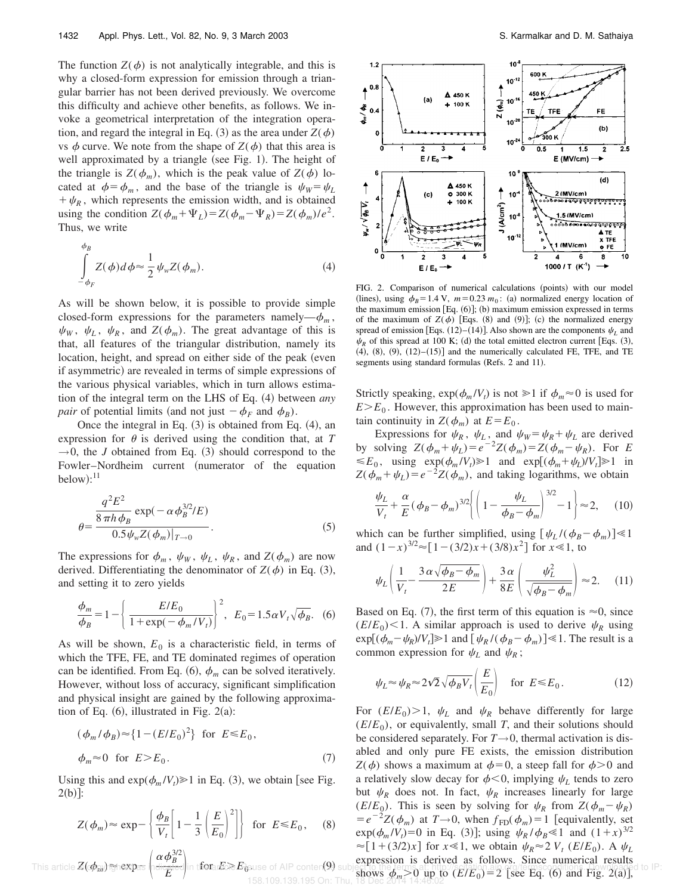The function $Z(\phi)$ is not analytically integrable, and this is why a closed-form expression for emission through a triangular barrier has not been derived previously. We overcome this difficulty and achieve other benefits, as follows. We invoke a geometrical interpretation of the integration operation, and regard the integral in Eq. (3) as the area under $Z(\phi)$ vs $\phi$ curve. We note from the shape of $Z(\phi)$ that this area is well approximated by a triangle (see Fig. 1). The height of the triangle is $Z(\phi_m)$, which is the peak value of $Z(\phi)$ located at $\phi=\phi_m$, and the base of the triangle is $\psi_W=\psi_L+\psi_R$, which represents the emission width, and is obtained using the condition $Z(\phi_m+\Psi_L)=Z(\phi_m-\Psi_R)=Z(\phi_m)/e^2$. Thus, we write

$$\int_{-\phi_F}^{\phi_B} Z(\phi)d\phi \approx \frac{1}{2}\psi_w Z(\phi_m). \tag{4}$$

As will be shown below, it is possible to provide simple closed-form expressions for the parameters namely—$\phi_m$, $\psi_W$, $\psi_L$, $\psi_R$, and $Z(\phi_m)$. The great advantage of this is that, all features of the triangular distribution, namely its location, height, and spread on either side of the peak (even if asymmetric) are revealed in terms of simple expressions of the various physical variables, which in turn allows estimation of the integral term on the LHS of Eq. (4) between *any pair* of potential limits (and not just $-\phi_F$ and $\phi_B$).

Once the integral in Eq. (3) is obtained from Eq. (4), an expression for $\theta$ is derived using the condition that, at $T\to 0$, the $J$ obtained from Eq. (3) should correspond to the Fowler–Nordheim current (numerator of the equation below):[11]

$$\theta=\frac{\dfrac{q^2E^2}{8\pi h\phi_B}\exp(-\alpha\phi_B^{3/2}/E)}{0.5\psi_w Z(\phi_m)|_{T\to 0}}. \tag{5}$$

The expressions for $\phi_m$, $\psi_W$, $\psi_L$, $\psi_R$, and $Z(\phi_m)$ are now derived. Differentiating the denominator of $Z(\phi)$ in Eq. (3), and setting it to zero yields

$$\frac{\phi_m}{\phi_B}=1-\left\{\frac{E/E_0}{1+\exp(-\phi_m/V_t)}\right\}^2,\quad E_0=1.5\alpha V_t\sqrt{\phi_B}. \tag{6}$$

As will be shown, $E_0$ is a characteristic field, in terms of which the TFE, FE, and TE dominated regimes of operation can be identified. From Eq. (6), $\phi_m$ can be solved iteratively. However, without loss of accuracy, significant simplification and physical insight are gained by the following approximation of Eq. (6), illustrated in Fig. 2(a):

$$(\phi_m/\phi_B)\approx\{1-(E/E_0)^2\}\ \text{for}\ E\leqslant E_0,$$
$$\phi_m\approx 0\ \text{for}\ E>E_0. \tag{7}$$

Using this and $\exp(\phi_m/V_t)\gg 1$ in Eq. (3), we obtain [see Fig. 2(b)]:

$$Z(\phi_m)\approx\exp-\left\{\frac{\phi_B}{V_t}\left[1-\frac{1}{3}\left(\frac{E}{E_0}\right)^2\right]\right\}\quad\text{for}\ E\leqslant E_0, \tag{8}$$

$$Z(\phi_m)\approx\exp-\left(\frac{\alpha\phi_B^{3/2}}{E}\right)\quad\text{for}\ E>E_0. \tag{9}$$

FIG. 2. Comparison of numerical calculations (points) with our model (lines), using $\phi_B=1.4$ V, $m=0.23\,m_0$: (a) normalized energy location of the maximum emission [Eq. (6)]; (b) maximum emission expressed in terms of the maximum of $Z(\phi)$ [Eqs. (8) and (9)]; (c) the normalized energy spread of emission [Eqs. (12)–(14)]. Also shown are the components $\psi_L$ and $\psi_R$ of this spread at 100 K; (d) the total emitted electron current [Eqs. (3), (4), (8), (9), (12)–(15)] and the numerically calculated FE, TFE, and TE segments using standard formulas (Refs. 2 and 11).

Strictly speaking, $\exp(\phi_m/V_t)$ is not $\gg 1$ if $\phi_m\approx 0$ is used for $E>E_0$. However, this approximation has been used to maintain continuity in $Z(\phi_m)$ at $E=E_0$.

Expressions for $\psi_R$, $\psi_L$, and $\psi_W=\psi_R+\psi_L$ are derived by solving $Z(\phi_m+\psi_L)=e^{-2}Z(\phi_m)=Z(\phi_m-\psi_R)$. For $E\leqslant E_0$, using $\exp(\phi_m/V_t)\gg 1$ and $\exp[(\phi_m+\psi_L)/V_t]\gg 1$ in $Z(\phi_m+\psi_L)=e^{-2}Z(\phi_m)$, and taking logarithms, we obtain

$$\frac{\psi_L}{V_t}+\frac{\alpha}{E}(\phi_B-\phi_m)^{3/2}\left\{\left(1-\frac{\psi_L}{\phi_B-\phi_m}\right)^{3/2}-1\right\}\approx 2, \tag{10}$$

which can be further simplified, using $[\psi_L/(\phi_B-\phi_m)]\ll 1$ and $(1-x)^{3/2}\approx[1-(3/2)x+(3/8)x^2]$ for $x\ll 1$, to

$$\psi_L\left(\frac{1}{V_t}-\frac{3\alpha\sqrt{\phi_B-\phi_m}}{2E}\right)+\frac{3\alpha}{8E}\left(\frac{\psi_L^2}{\sqrt{\phi_B-\phi_m}}\right)\approx 2. \tag{11}$$

Based on Eq. (7), the first term of this equation is $\approx 0$, since $(E/E_0)<1$. A similar approach is used to derive $\psi_R$ using $\exp[(\phi_m-\psi_R)/V_t]\gg 1$ and $[\psi_R/(\phi_B-\phi_m)]\ll 1$. The result is a common expression for $\psi_L$ and $\psi_R$;

$$\psi_L\approx\psi_R\approx 2\sqrt{2}\sqrt{\phi_B V_t}\left(\frac{E}{E_0}\right)\quad\text{for}\ E\leqslant E_0. \tag{12}$$

For $(E/E_0)>1$, $\psi_L$ and $\psi_R$ behave differently for large $(E/E_0)$, or equivalently, small $T$, and their solutions should be considered separately. For $T\to 0$, thermal activation is disabled and only pure FE exists, the emission distribution $Z(\phi)$ shows a maximum at $\phi=0$, a steep fall for $\phi>0$ and a relatively slow decay for $\phi<0$, implying $\psi_L$ tends to zero but $\psi_R$ does not. In fact, $\psi_R$ increases linearly for large $(E/E_0)$. This is seen by solving for $\psi_R$ from $Z(\phi_m-\psi_R)=e^{-2}Z(\phi_m)$ at $T\to 0$, when $f_{\mathrm{FD}}(\phi_m)=1$ [equivalently, set $\exp(\phi_m/V_t)=0$ in Eq. (3)]; using $\psi_R/\phi_B\ll 1$ and $(1+x)^{3/2}\approx[1+(3/2)x]$ for $x\ll 1$, we obtain $\psi_R\approx 2\,V_t\,(E/E_0)$. A $\psi_L$ expression is derived as follows. Since numerical results shows $\phi_m>0$ up to $(E/E_0)=2$ [see Eq. (6) and Fig. 2(a)],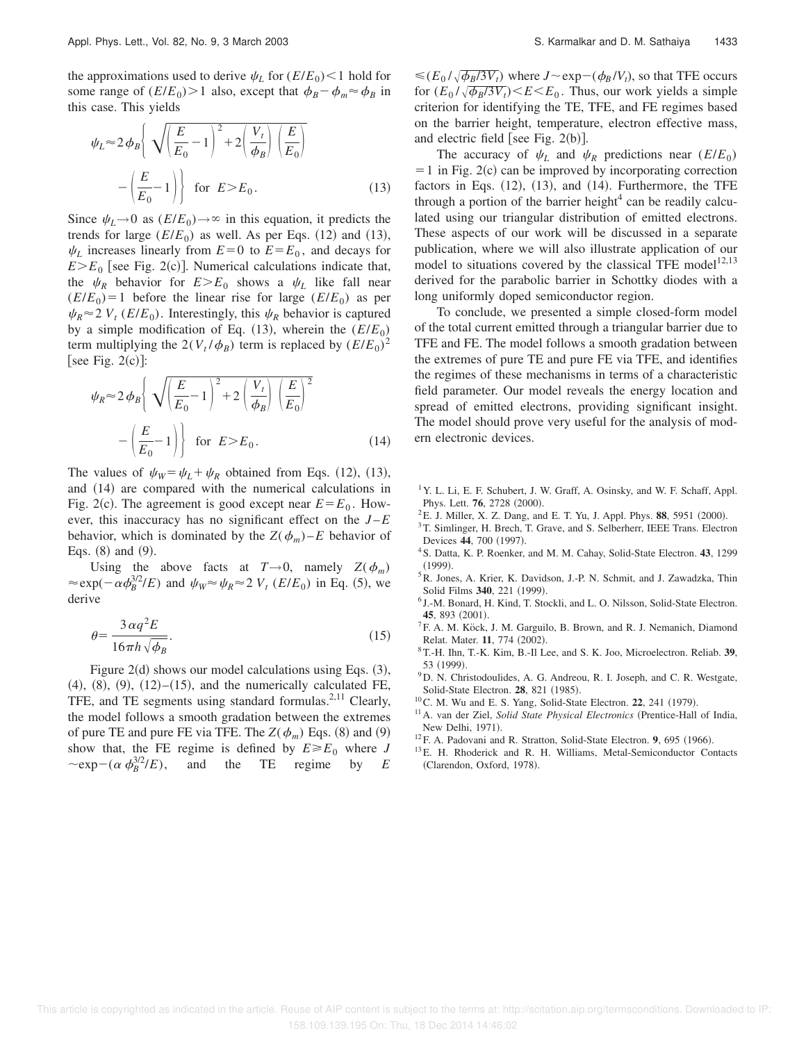the approximations used to derive $\psi_L$ for $(E/E_0)<1$ hold for some range of $(E/E_0)>1$ also, except that $\phi_B-\phi_m\approx\phi_B$ in this case. This yields

$$\psi_L \approx 2\phi_B\left\{\sqrt{\left(\frac{E}{E_0}-1\right)^2+2\left(\frac{V_t}{\phi_B}\right)\left(\frac{E}{E_0}\right)}-\left(\frac{E}{E_0}-1\right)\right\} \quad \text{for } E>E_0. \tag{13}$$

Since $\psi_L\rightarrow 0$ as $(E/E_0)\rightarrow\infty$ in this equation, it predicts the trends for large $(E/E_0)$ as well. As per Eqs. (12) and (13), $\psi_L$ increases linearly from $E=0$ to $E=E_0$, and decays for $E>E_0$ [see Fig. 2(c)]. Numerical calculations indicate that, the $\psi_R$ behavior for $E>E_0$ shows a $\psi_L$ like fall near $(E/E_0)=1$ before the linear rise for large $(E/E_0)$ as per $\psi_R\approx 2\,V_t\,(E/E_0)$. Interestingly, this $\psi_R$ behavior is captured by a simple modification of Eq. (13), wherein the $(E/E_0)$ term multiplying the $2(V_t/\phi_B)$ term is replaced by $(E/E_0)^2$ [see Fig. 2(c)]:

$$\psi_R \approx 2\phi_B\left\{\sqrt{\left(\frac{E}{E_0}-1\right)^2+2\left(\frac{V_t}{\phi_B}\right)\left(\frac{E}{E_0}\right)^2}-\left(\frac{E}{E_0}-1\right)\right\} \quad \text{for } E>E_0. \tag{14}$$

The values of $\psi_W=\psi_L+\psi_R$ obtained from Eqs. (12), (13), and (14) are compared with the numerical calculations in Fig. 2(c). The agreement is good except near $E=E_0$. However, this inaccuracy has no significant effect on the $J$–$E$ behavior, which is dominated by the $Z(\phi_m)$–$E$ behavior of Eqs. (8) and (9).

Using the above facts at $T\rightarrow 0$, namely $Z(\phi_m)\approx\exp(-\alpha\phi_B^{3/2}/E)$ and $\psi_W\approx\psi_R\approx 2\,V_t\,(E/E_0)$ in Eq. (5), we derive

$$\theta=\frac{3\alpha q^2 E}{16\pi h\sqrt{\phi_B}}. \tag{15}$$

Figure 2(d) shows our model calculations using Eqs. (3), (4), (8), (9), (12)–(15), and the numerically calculated FE, TFE, and TE segments using standard formulas.[2,11] Clearly, the model follows a smooth gradation between the extremes of pure TE and pure FE via TFE. The $Z(\phi_m)$ Eqs. (8) and (9) show that, the FE regime is defined by $E\geq E_0$ where $J\sim\exp-(\alpha\,\phi_B^{3/2}/E)$, and the TE regime by $E\leq(E_0/\sqrt{\phi_B/3V_t})$ where $J\sim\exp-(\phi_B/V_t)$, so that TFE occurs for $(E_0/\sqrt{\phi_B/3V_t})<E<E_0$. Thus, our work yields a simple criterion for identifying the TE, TFE, and FE regimes based on the barrier height, temperature, electron effective mass, and electric field [see Fig. 2(b)].

The accuracy of $\psi_L$ and $\psi_R$ predictions near $(E/E_0)=1$ in Fig. 2(c) can be improved by incorporating correction factors in Eqs. (12), (13), and (14). Furthermore, the TFE through a portion of the barrier height[4] can be readily calculated using our triangular distribution of emitted electrons. These aspects of our work will be discussed in a separate publication, where we will also illustrate application of our model to situations covered by the classical TFE model[12,13] derived for the parabolic barrier in Schottky diodes with a long uniformly doped semiconductor region.

To conclude, we presented a simple closed-form model of the total current emitted through a triangular barrier due to TFE and FE. The model follows a smooth gradation between the extremes of pure TE and pure FE via TFE, and identifies the regimes of these mechanisms in terms of a characteristic field parameter. Our model reveals the energy location and spread of emitted electrons, providing significant insight. The model should prove very useful for the analysis of modern electronic devices.

[1] Y. L. Li, E. F. Schubert, J. W. Graff, A. Osinsky, and W. F. Schaff, Appl. Phys. Lett. **76**, 2728 (2000).
[2] E. J. Miller, X. Z. Dang, and E. T. Yu, J. Appl. Phys. **88**, 5951 (2000).
[3] T. Simlinger, H. Brech, T. Grave, and S. Selberherr, IEEE Trans. Electron Devices **44**, 700 (1997).
[4] S. Datta, K. P. Roenker, and M. M. Cahay, Solid-State Electron. **43**, 1299 (1999).
[5] R. Jones, A. Krier, K. Davidson, J.-P. N. Schmit, and J. Zawadzka, Thin Solid Films **340**, 221 (1999).
[6] J.-M. Bonard, H. Kind, T. Stockli, and L. O. Nilsson, Solid-State Electron. **45**, 893 (2001).
[7] F. A. M. Köck, J. M. Garguilo, B. Brown, and R. J. Nemanich, Diamond Relat. Mater. **11**, 774 (2002).
[8] T.-H. Ihn, T.-K. Kim, B.-Il Lee, and S. K. Joo, Microelectron. Reliab. **39**, 53 (1999).
[9] D. N. Christodoulides, A. G. Andreou, R. I. Joseph, and C. R. Westgate, Solid-State Electron. **28**, 821 (1985).
[10] C. M. Wu and E. S. Yang, Solid-State Electron. **22**, 241 (1979).
[11] A. van der Ziel, *Solid State Physical Electronics* (Prentice-Hall of India, New Delhi, 1971).
[12] F. A. Padovani and R. Stratton, Solid-State Electron. **9**, 695 (1966).
[13] E. H. Rhoderick and R. H. Williams, Metal-Semiconductor Contacts (Clarendon, Oxford, 1978).